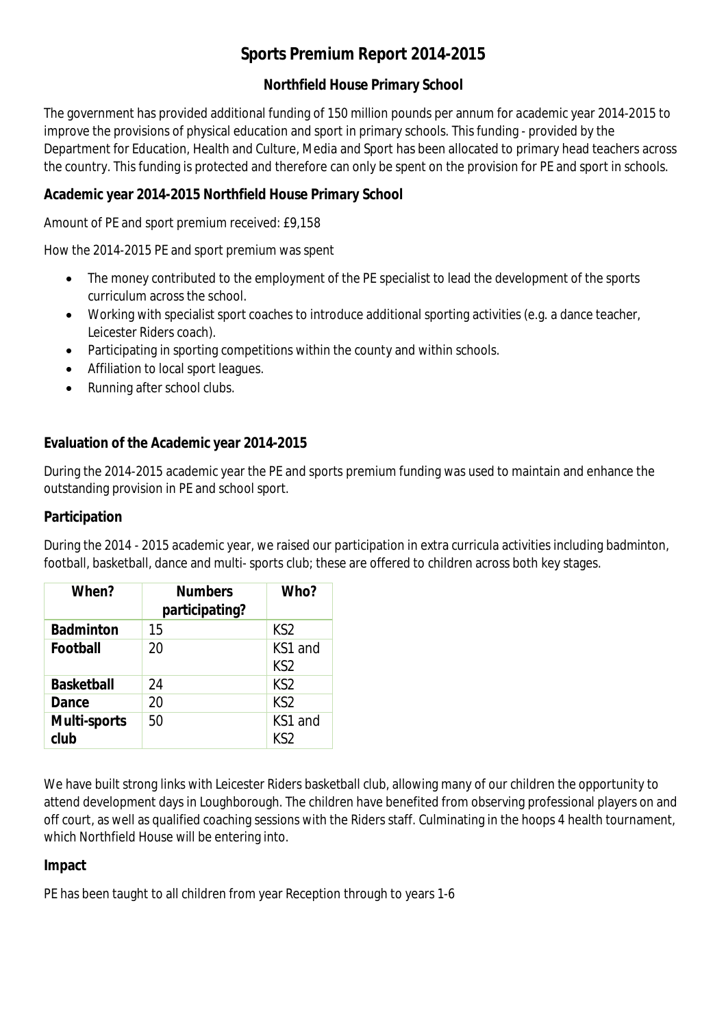# Sports Premium Report 2014-2015

## Northfield House Primary School

The government has provided additional funding of 150 million pounds per annum for academic year 2014-2015 to improve the provisions of physical education and sport in primary schools. This funding - provided by the Department for Education, Health and Culture, Media and Sport has been allocated to primary head teachers across the country. This funding is protected and therefore can only be spent on the provision for PE and sport in schools.

### Academic year 2014-2015 Northfield House Primary School

Amount of PE and sport premium received: £9,158

How the 2014-2015 PE and sport premium was spent

- The money contributed to the employment of the PE specialist to lead the development of the sports curriculum across the school.
- Working with specialist sport coaches to introduce additional sporting activities (e.g. a dance teacher, Leicester Riders coach).
- Participating in sporting competitions within the county and within schools.
- Affiliation to local sport leagues.
- Running after school clubs.

### Evaluation of the Academic year 2014-2015

During the 2014-2015 academic year the PE and sports premium funding was used to maintain and enhance the outstanding provision in PE and school sport.

### Participation

During the 2014 - 2015 academic year, we raised our participation in extra curricula activities including badminton, football, basketball, dance and multi- sports club; these are offered to children across both key stages.

| When? | Numbers participating? | Who? |
|---|---|---|
| **Badminton** | 15 | KS2 |
| **Football** | 20 | KS1 and KS2 |
| **Basketball** | 24 | KS2 |
| **Dance** | 20 | KS2 |
| **Multi-sports club** | 50 | KS1 and KS2 |

We have built strong links with Leicester Riders basketball club, allowing many of our children the opportunity to attend development days in Loughborough. The children have benefited from observing professional players on and off court, as well as qualified coaching sessions with the Riders staff. Culminating in the hoops 4 health tournament, which Northfield House will be entering into.

### Impact

PE has been taught to all children from year Reception through to years 1-6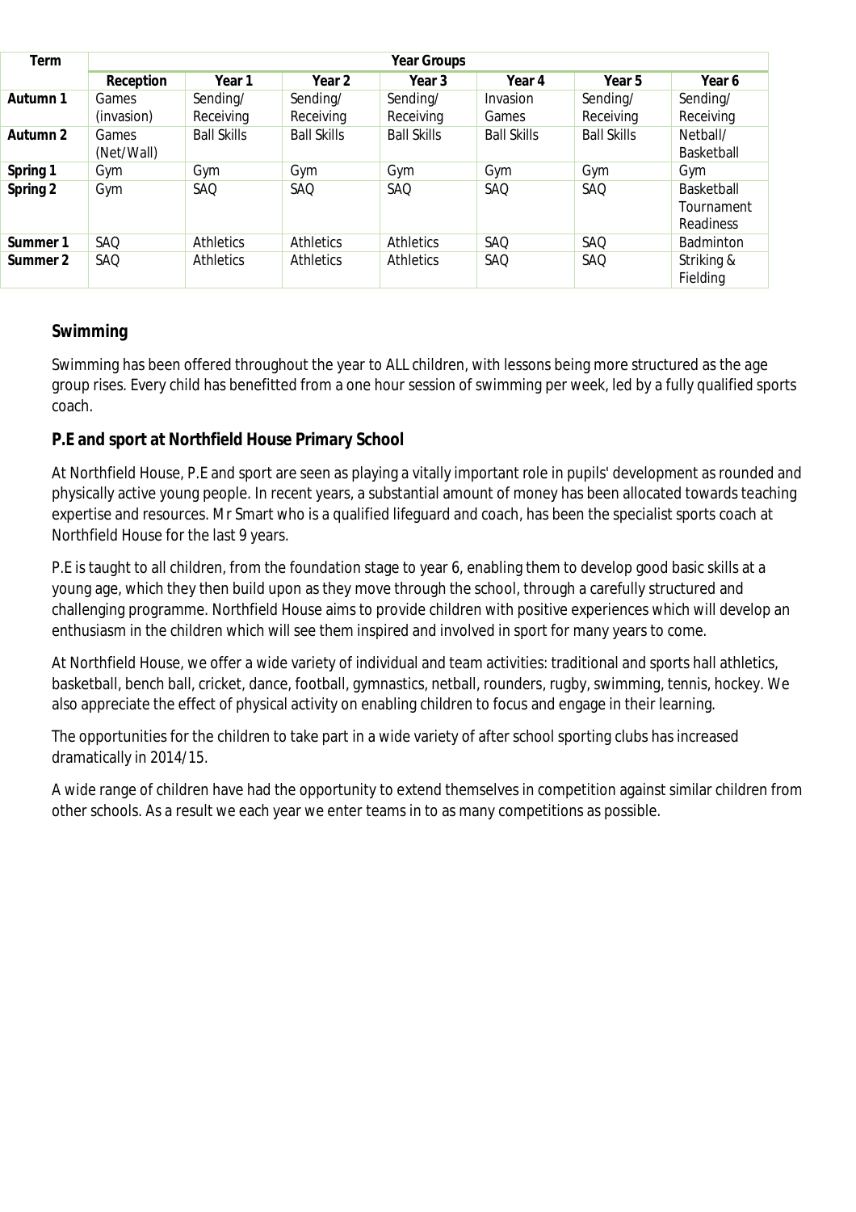| Term | Year Groups | | | | | | |
|---|---|---|---|---|---|---|---|
| | Reception | Year 1 | Year 2 | Year 3 | Year 4 | Year 5 | Year 6 |
| Autumn 1 | Games (invasion) | Sending/ Receiving | Sending/ Receiving | Sending/ Receiving | Invasion Games | Sending/ Receiving | Sending/ Receiving |
| Autumn 2 | Games (Net/Wall) | Ball Skills | Ball Skills | Ball Skills | Ball Skills | Ball Skills | Netball/ Basketball |
| Spring 1 | Gym | Gym | Gym | Gym | Gym | Gym | Gym |
| Spring 2 | Gym | SAQ | SAQ | SAQ | SAQ | SAQ | Basketball Tournament Readiness |
| Summer 1 | SAQ | Athletics | Athletics | Athletics | SAQ | SAQ | Badminton |
| Summer 2 | SAQ | Athletics | Athletics | Athletics | SAQ | SAQ | Striking & Fielding |

## Swimming

Swimming has been offered throughout the year to ALL children, with lessons being more structured as the age group rises. Every child has benefitted from a one hour session of swimming per week, led by a fully qualified sports coach.

## P.E and sport at Northfield House Primary School

At Northfield House, P.E and sport are seen as playing a vitally important role in pupils' development as rounded and physically active young people. In recent years, a substantial amount of money has been allocated towards teaching expertise and resources. Mr Smart who is a qualified lifeguard and coach, has been the specialist sports coach at Northfield House for the last 9 years.

P.E is taught to all children, from the foundation stage to year 6, enabling them to develop good basic skills at a young age, which they then build upon as they move through the school, through a carefully structured and challenging programme. Northfield House aims to provide children with positive experiences which will develop an enthusiasm in the children which will see them inspired and involved in sport for many years to come.

At Northfield House, we offer a wide variety of individual and team activities: traditional and sports hall athletics, basketball, bench ball, cricket, dance, football, gymnastics, netball, rounders, rugby, swimming, tennis, hockey. We also appreciate the effect of physical activity on enabling children to focus and engage in their learning.

The opportunities for the children to take part in a wide variety of after school sporting clubs has increased dramatically in 2014/15.

A wide range of children have had the opportunity to extend themselves in competition against similar children from other schools. As a result we each year we enter teams in to as many competitions as possible.